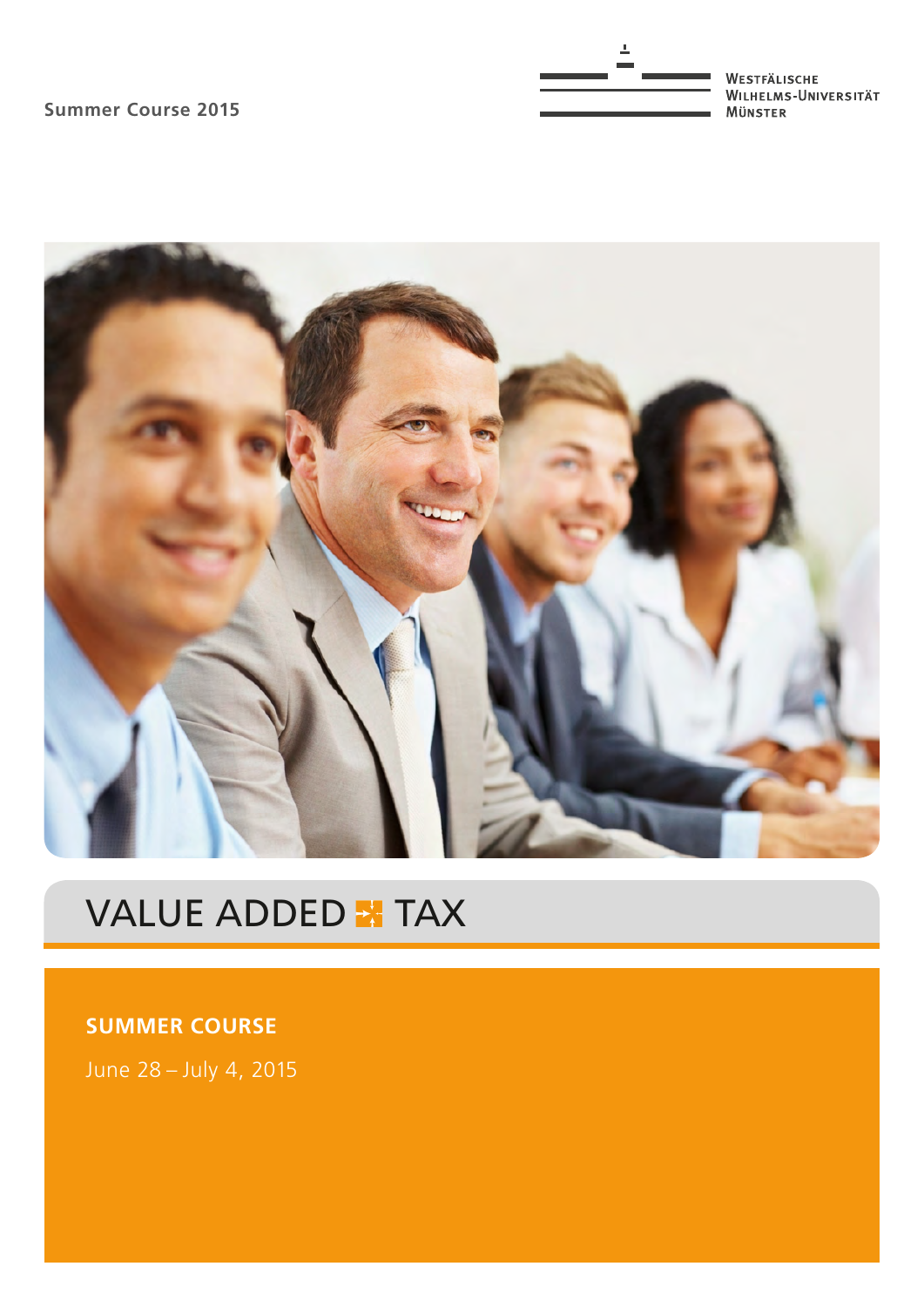Summer Course 2015

Westfälische Wilhelms-Universität Münster

# VALUE ADDED TAX

## SUMMER COURSE

June 28 – July 4, 2015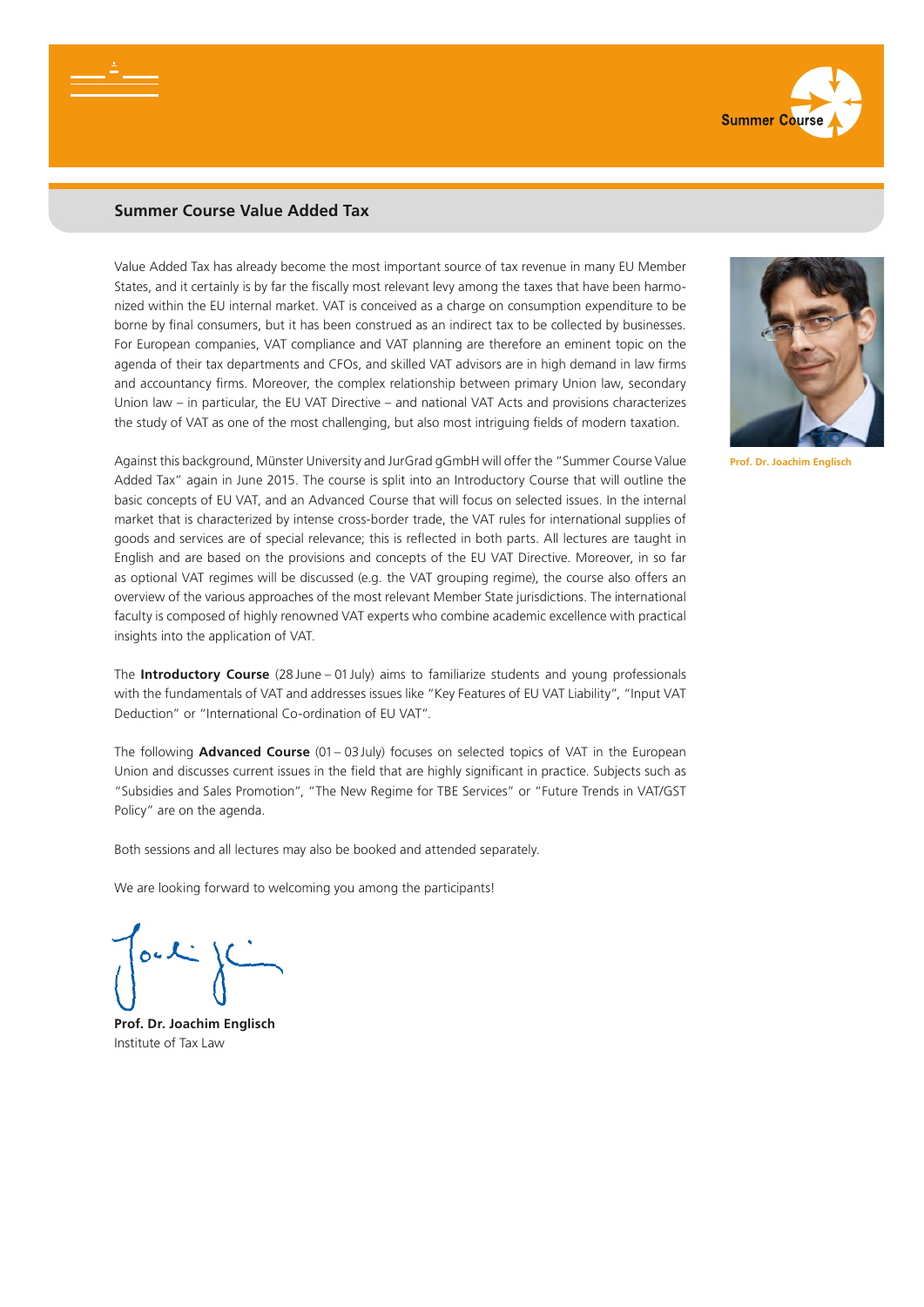## Summer Course Value Added Tax

Value Added Tax has already become the most important source of tax revenue in many EU Member States, and it certainly is by far the fiscally most relevant levy among the taxes that have been harmonized within the EU internal market. VAT is conceived as a charge on consumption expenditure to be borne by final consumers, but it has been construed as an indirect tax to be collected by businesses. For European companies, VAT compliance and VAT planning are therefore an eminent topic on the agenda of their tax departments and CFOs, and skilled VAT advisors are in high demand in law firms and accountancy firms. Moreover, the complex relationship between primary Union law, secondary Union law – in particular, the EU VAT Directive – and national VAT Acts and provisions characterizes the study of VAT as one of the most challenging, but also most intriguing fields of modern taxation.

Against this background, Münster University and JurGrad gGmbH will offer the "Summer Course Value Added Tax" again in June 2015. The course is split into an Introductory Course that will outline the basic concepts of EU VAT, and an Advanced Course that will focus on selected issues. In the internal market that is characterized by intense cross-border trade, the VAT rules for international supplies of goods and services are of special relevance; this is reflected in both parts. All lectures are taught in English and are based on the provisions and concepts of the EU VAT Directive. Moreover, in so far as optional VAT regimes will be discussed (e.g. the VAT grouping regime), the course also offers an overview of the various approaches of the most relevant Member State jurisdictions. The international faculty is composed of highly renowned VAT experts who combine academic excellence with practical insights into the application of VAT.

The **Introductory Course** (28 June – 01 July) aims to familiarize students and young professionals with the fundamentals of VAT and addresses issues like "Key Features of EU VAT Liability", "Input VAT Deduction" or "International Co-ordination of EU VAT".

The following **Advanced Course** (01 – 03 July) focuses on selected topics of VAT in the European Union and discusses current issues in the field that are highly significant in practice. Subjects such as "Subsidies and Sales Promotion", "The New Regime for TBE Services" or "Future Trends in VAT/GST Policy" are on the agenda.

Both sessions and all lectures may also be booked and attended separately.

We are looking forward to welcoming you among the participants!

**Prof. Dr. Joachim Englisch**
Institute of Tax Law

Prof. Dr. Joachim Englisch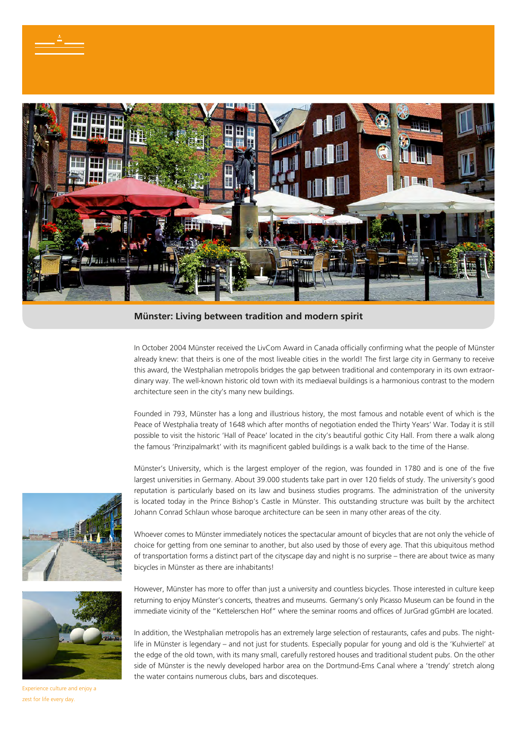## Münster: Living between tradition and modern spirit

In October 2004 Münster received the LivCom Award in Canada officially confirming what the people of Münster already knew: that theirs is one of the most liveable cities in the world! The first large city in Germany to receive this award, the Westphalian metropolis bridges the gap between traditional and contemporary in its own extraordinary way. The well-known historic old town with its mediaeval buildings is a harmonious contrast to the modern architecture seen in the city's many new buildings.

Founded in 793, Münster has a long and illustrious history, the most famous and notable event of which is the Peace of Westphalia treaty of 1648 which after months of negotiation ended the Thirty Years' War. Today it is still possible to visit the historic 'Hall of Peace' located in the city's beautiful gothic City Hall. From there a walk along the famous 'Prinzipalmarkt' with its magnificent gabled buildings is a walk back to the time of the Hanse.

Münster's University, which is the largest employer of the region, was founded in 1780 and is one of the five largest universities in Germany. About 39.000 students take part in over 120 fields of study. The university's good reputation is particularly based on its law and business studies programs. The administration of the university is located today in the Prince Bishop's Castle in Münster. This outstanding structure was built by the architect Johann Conrad Schlaun whose baroque architecture can be seen in many other areas of the city.

Whoever comes to Münster immediately notices the spectacular amount of bicycles that are not only the vehicle of choice for getting from one seminar to another, but also used by those of every age. That this ubiquitous method of transportation forms a distinct part of the cityscape day and night is no surprise – there are about twice as many bicycles in Münster as there are inhabitants!

However, Münster has more to offer than just a university and countless bicycles. Those interested in culture keep returning to enjoy Münster's concerts, theatres and museums. Germany's only Picasso Museum can be found in the immediate vicinity of the "Kettelerschen Hof" where the seminar rooms and offices of JurGrad gGmbH are located.

In addition, the Westphalian metropolis has an extremely large selection of restaurants, cafes and pubs. The nightlife in Münster is legendary – and not just for students. Especially popular for young and old is the 'Kuhviertel' at the edge of the old town, with its many small, carefully restored houses and traditional student pubs. On the other side of Münster is the newly developed harbor area on the Dortmund-Ems Canal where a 'trendy' stretch along the water contains numerous clubs, bars and discoteques.

Experience culture and enjoy a zest for life every day.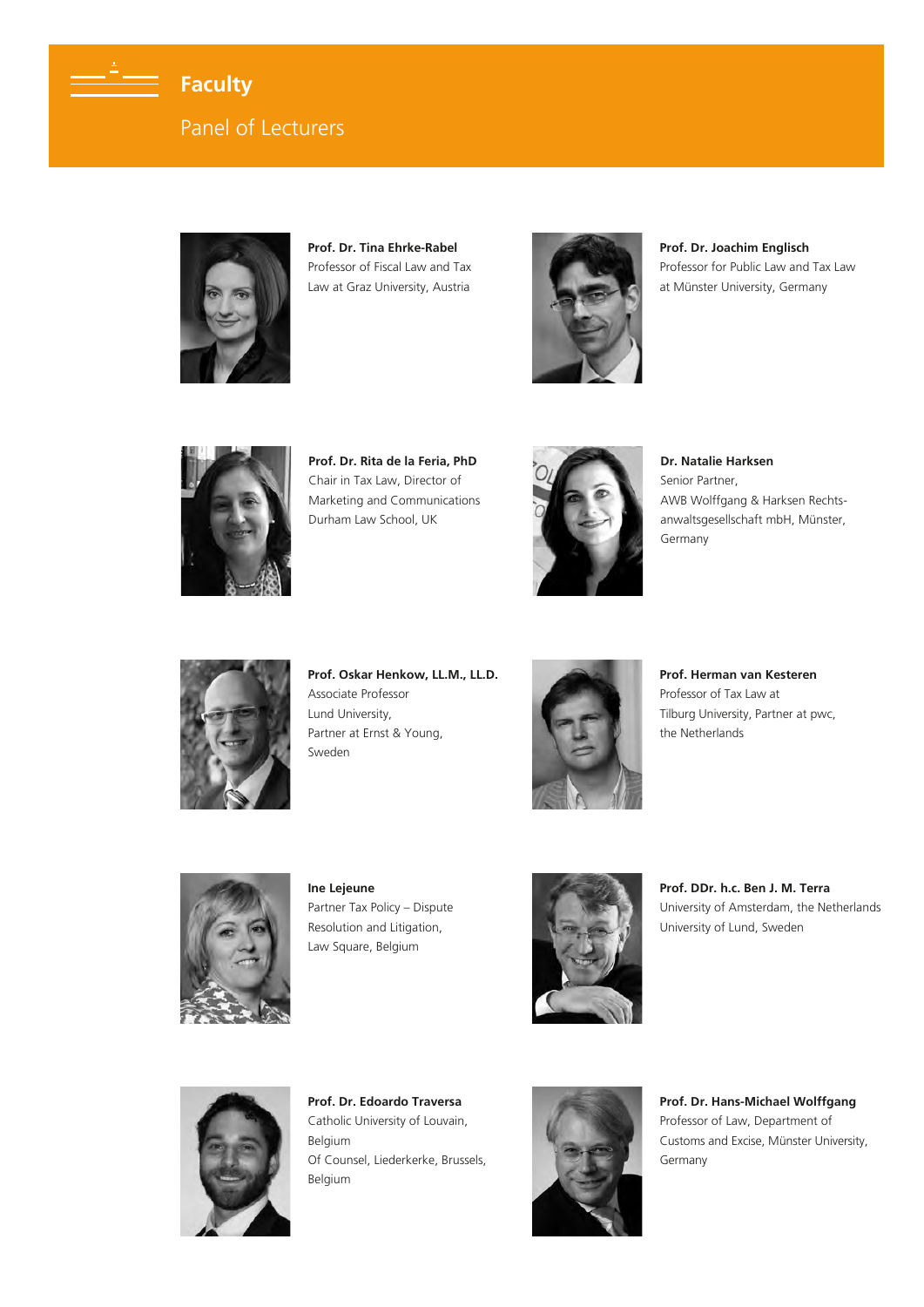# Faculty

## Panel of Lecturers

**Prof. Dr. Tina Ehrke-Rabel**
Professor of Fiscal Law and Tax Law at Graz University, Austria

**Prof. Dr. Joachim Englisch**
Professor for Public Law and Tax Law at Münster University, Germany

**Prof. Dr. Rita de la Feria, PhD**
Chair in Tax Law, Director of Marketing and Communications Durham Law School, UK

**Dr. Natalie Harksen**
Senior Partner,
AWB Wolffgang & Harksen Rechts-anwaltsgesellschaft mbH, Münster, Germany

**Prof. Oskar Henkow, LL.M., LL.D.**
Associate Professor
Lund University,
Partner at Ernst & Young,
Sweden

**Prof. Herman van Kesteren**
Professor of Tax Law at Tilburg University, Partner at pwc, the Netherlands

**Ine Lejeune**
Partner Tax Policy – Dispute Resolution and Litigation,
Law Square, Belgium

**Prof. DDr. h.c. Ben J. M. Terra**
University of Amsterdam, the Netherlands
University of Lund, Sweden

**Prof. Dr. Edoardo Traversa**
Catholic University of Louvain, Belgium
Of Counsel, Liederkerke, Brussels, Belgium

**Prof. Dr. Hans-Michael Wolffgang**
Professor of Law, Department of Customs and Excise, Münster University, Germany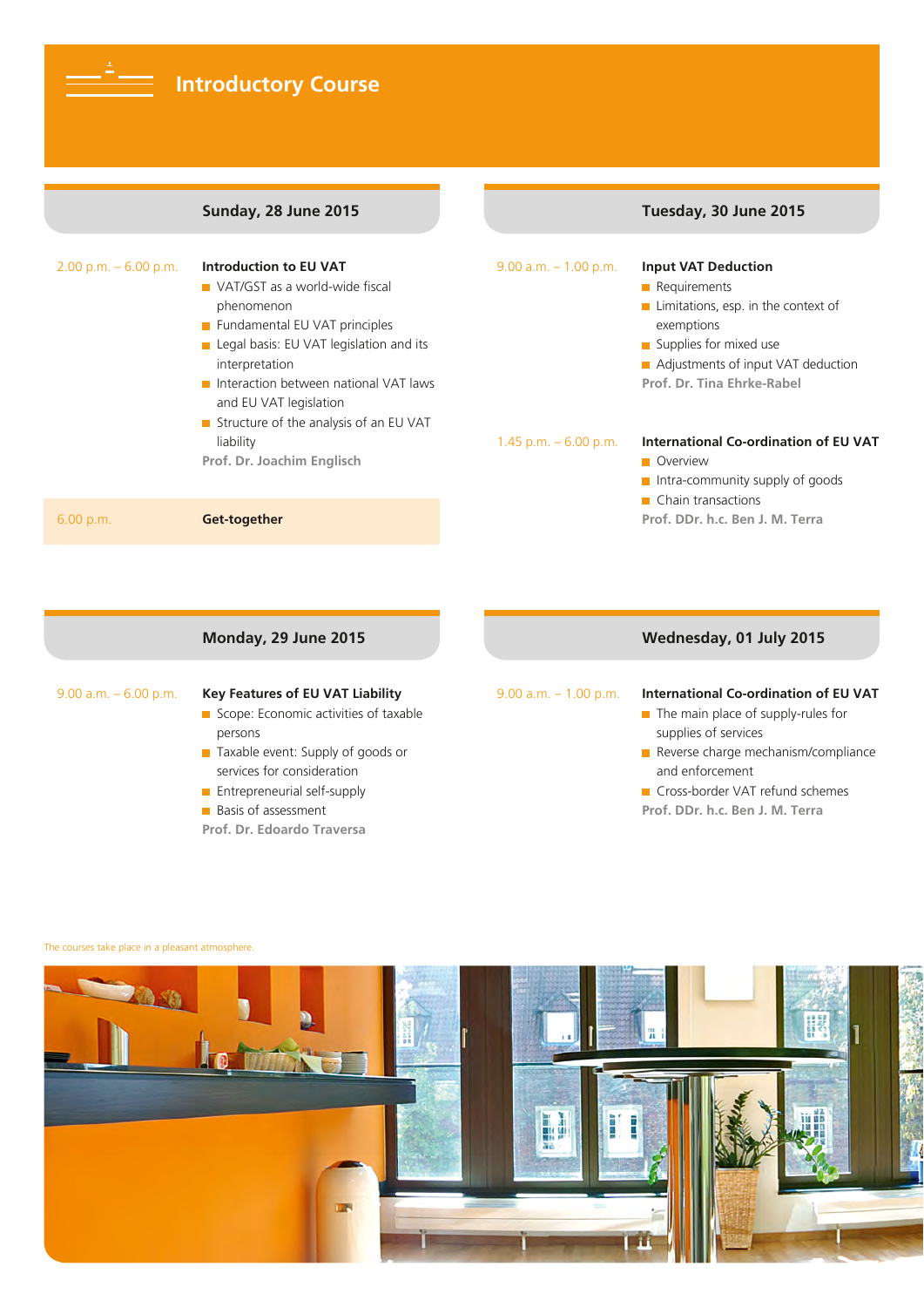# Introductory Course

## Sunday, 28 June 2015

2.00 p.m. – 6.00 p.m.

**Introduction to EU VAT**

- VAT/GST as a world-wide fiscal phenomenon
- Fundamental EU VAT principles
- Legal basis: EU VAT legislation and its interpretation
- Interaction between national VAT laws and EU VAT legislation
- Structure of the analysis of an EU VAT liability

**Prof. Dr. Joachim Englisch**

6.00 p.m. **Get-together**

## Monday, 29 June 2015

9.00 a.m. – 6.00 p.m.

**Key Features of EU VAT Liability**

- Scope: Economic activities of taxable persons
- Taxable event: Supply of goods or services for consideration
- Entrepreneurial self-supply
- Basis of assessment

**Prof. Dr. Edoardo Traversa**

## Tuesday, 30 June 2015

9.00 a.m. – 1.00 p.m.

**Input VAT Deduction**

- Requirements
- Limitations, esp. in the context of exemptions
- Supplies for mixed use
- Adjustments of input VAT deduction

**Prof. Dr. Tina Ehrke-Rabel**

1.45 p.m. – 6.00 p.m.

**International Co-ordination of EU VAT**

- Overview
- Intra-community supply of goods
- Chain transactions

**Prof. DDr. h.c. Ben J. M. Terra**

## Wednesday, 01 July 2015

9.00 a.m. – 1.00 p.m.

**International Co-ordination of EU VAT**

- The main place of supply-rules for supplies of services
- Reverse charge mechanism/compliance and enforcement
- Cross-border VAT refund schemes

**Prof. DDr. h.c. Ben J. M. Terra**

The courses take place in a pleasant atmosphere.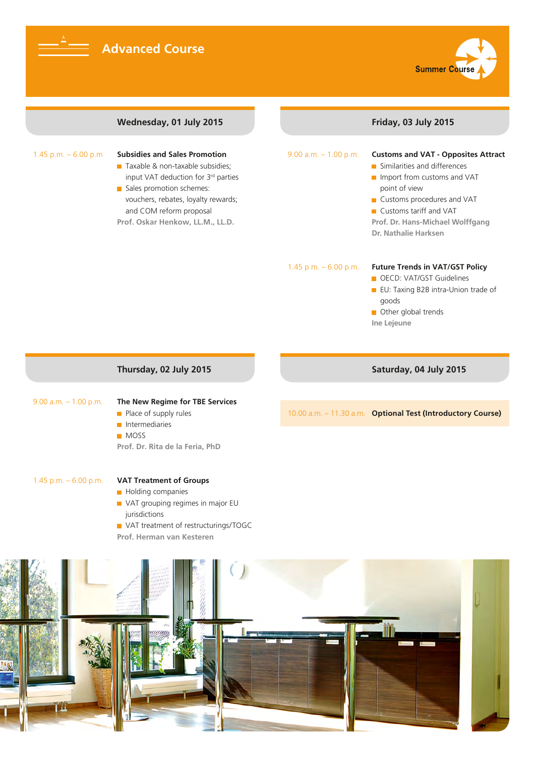# Advanced Course

Summer Course

## Wednesday, 01 July 2015

1.45 p.m. – 6.00 p.m

**Subsidies and Sales Promotion**

- Taxable & non-taxable subsidies; input VAT deduction for 3rd parties
- Sales promotion schemes: vouchers, rebates, loyalty rewards; and COM reform proposal

**Prof. Oskar Henkow, LL.M., LL.D.**

## Thursday, 02 July 2015

9.00 a.m. – 1.00 p.m.

**The New Regime for TBE Services**

- Place of supply rules
- Intermediaries
- MOSS

**Prof. Dr. Rita de la Feria, PhD**

1.45 p.m. – 6.00 p.m.

**VAT Treatment of Groups**

- Holding companies
- VAT grouping regimes in major EU jurisdictions
- VAT treatment of restructurings/TOGC

**Prof. Herman van Kesteren**

## Friday, 03 July 2015

9.00 a.m. – 1.00 p.m.

**Customs and VAT - Opposites Attract**

- Similarities and differences
- Import from customs and VAT point of view
- Customs procedures and VAT
- Customs tariff and VAT

**Prof. Dr. Hans-Michael Wolffgang**
**Dr. Nathalie Harksen**

1.45 p.m. – 6.00 p.m.

**Future Trends in VAT/GST Policy**

- OECD: VAT/GST Guidelines
- EU: Taxing B2B intra-Union trade of goods
- Other global trends

**Ine Lejeune**

## Saturday, 04 July 2015

10.00 a.m. – 11.30 a.m. **Optional Test (Introductory Course)**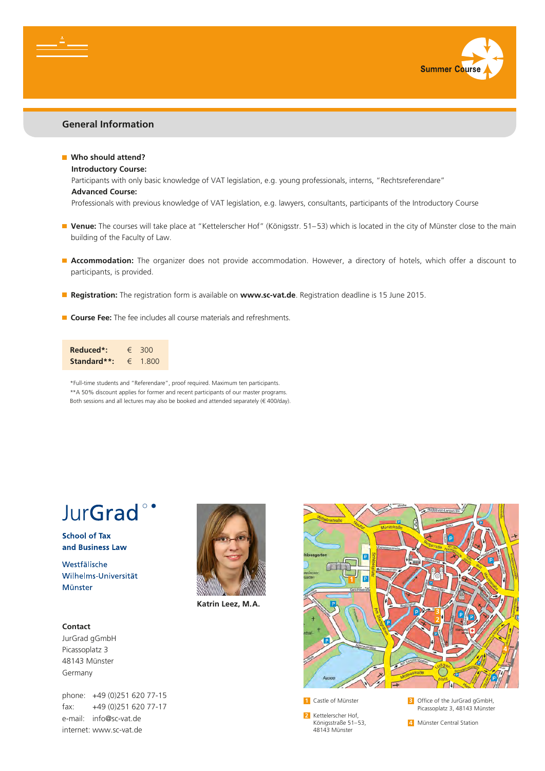Summer Course

## General Information

- **Who should attend?**
  **Introductory Course:**
  Participants with only basic knowledge of VAT legislation, e.g. young professionals, interns, "Rechtsreferendare"
  **Advanced Course:**
  Professionals with previous knowledge of VAT legislation, e.g. lawyers, consultants, participants of the Introductory Course

- **Venue:** The courses will take place at "Kettelerscher Hof" (Königsstr. 51–53) which is located in the city of Münster close to the main building of the Faculty of Law.

- **Accommodation:** The organizer does not provide accommodation. However, a directory of hotels, which offer a discount to participants, is provided.

- **Registration:** The registration form is available on **www.sc-vat.de**. Registration deadline is 15 June 2015.

- **Course Fee:** The fee includes all course materials and refreshments.

| | |
|---|---|
| **Reduced*:** | € 300 |
| **Standard**:** | € 1.800 |

*Full-time students and "Referendare", proof required. Maximum ten participants.
**A 50% discount applies for former and recent participants of our master programs.
Both sessions and all lectures may also be booked and attended separately (€ 400/day).

JurGrad

**School of Tax and Business Law**

Westfälische Wilhelms-Universität Münster

**Katrin Leez, M.A.**

**Contact**
JurGrad gGmbH
Picassoplatz 3
48143 Münster
Germany

phone: +49 (0)251 620 77-15
fax: +49 (0)251 620 77-17
e-mail: info@sc-vat.de
internet: www.sc-vat.de

1 Castle of Münster
2 Kettelerscher Hof, Königsstraße 51–53, 48143 Münster
3 Office of the JurGrad gGmbH, Picassoplatz 3, 48143 Münster
4 Münster Central Station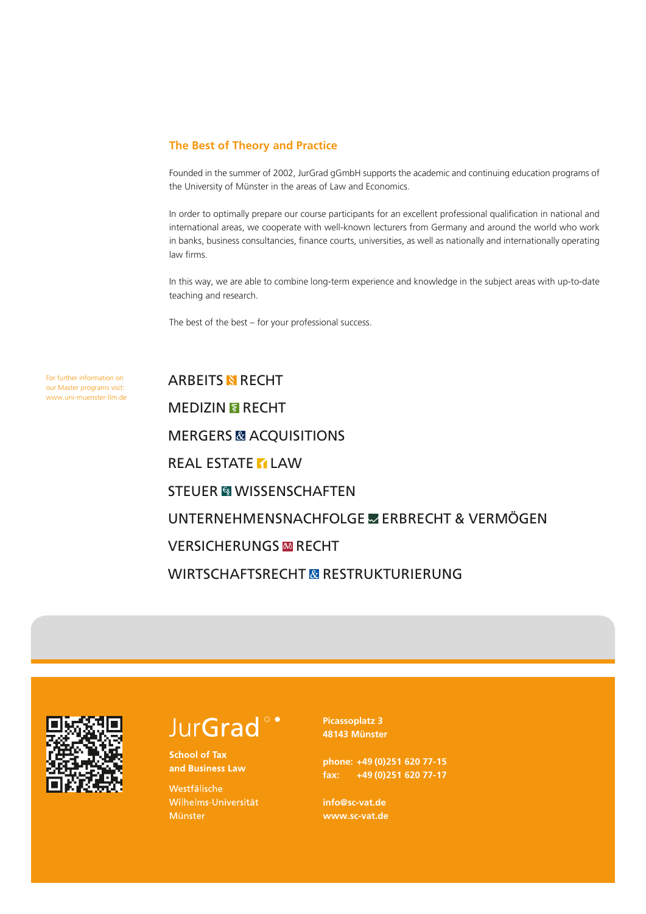## The Best of Theory and Practice

Founded in the summer of 2002, JurGrad gGmbH supports the academic and continuing education programs of the University of Münster in the areas of Law and Economics.

In order to optimally prepare our course participants for an excellent professional qualification in national and international areas, we cooperate with well-known lecturers from Germany and around the world who work in banks, business consultancies, finance courts, universities, as well as nationally and internationally operating law firms.

In this way, we are able to combine long-term experience and knowledge in the subject areas with up-to-date teaching and research.

The best of the best – for your professional success.

For further information on our Master programs visit: www.uni-muenster-llm.de

ARBEITS RECHT

MEDIZIN RECHT

MERGERS & ACQUISITIONS

REAL ESTATE LAW

STEUER WISSENSCHAFTEN

UNTERNEHMENSNACHFOLGE ERBRECHT & VERMÖGEN

VERSICHERUNGS RECHT

WIRTSCHAFTSRECHT & RESTRUKTURIERUNG

JurGrad

**School of Tax and Business Law**

Westfälische Wilhelms-Universität Münster

**Picassoplatz 3**
**48143 Münster**

**phone: +49 (0)251 620 77-15**
**fax: +49 (0)251 620 77-17**

**info@sc-vat.de**
**www.sc-vat.de**